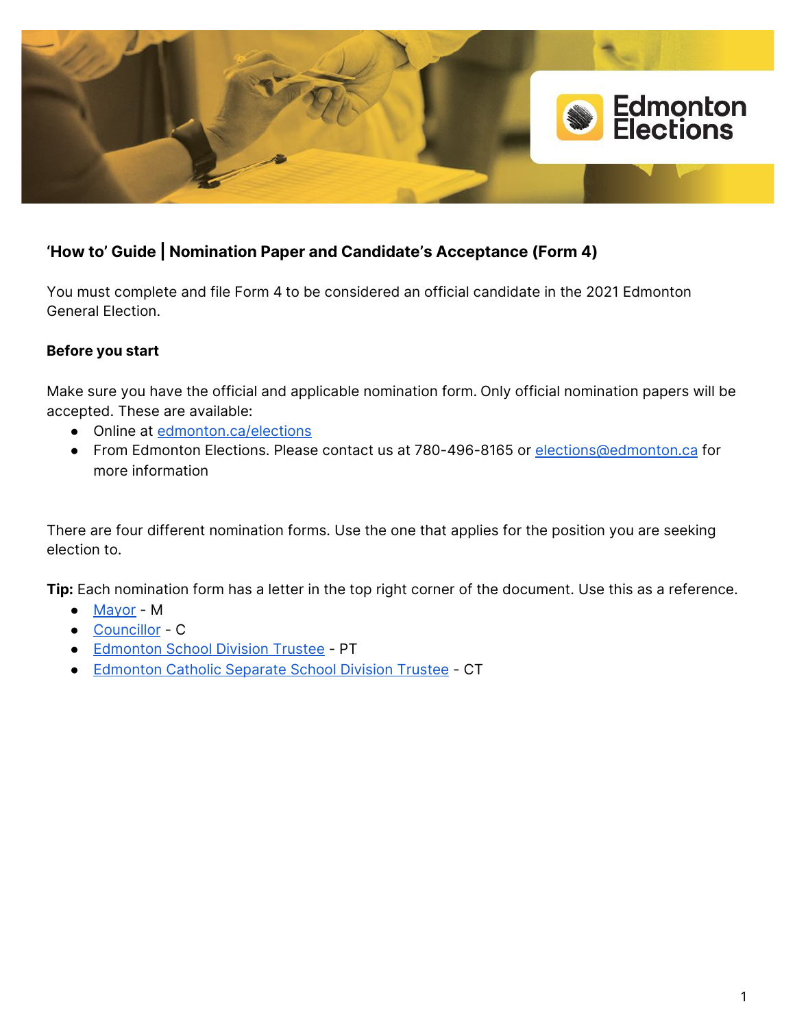## 'How to' Guide | Nomination Paper and Candidate's Acceptance (Form 4)

You must complete and file Form 4 to be considered an official candidate in the 2021 Edmonton General Election.

**Before you start**

Make sure you have the official and applicable nomination form. Only official nomination papers will be accepted. These are available:

- Online at edmonton.ca/elections
- From Edmonton Elections. Please contact us at 780-496-8165 or elections@edmonton.ca for more information

There are four different nomination forms. Use the one that applies for the position you are seeking election to.

**Tip:** Each nomination form has a letter in the top right corner of the document. Use this as a reference.

- Mayor - M
- Councillor - C
- Edmonton School Division Trustee - PT
- Edmonton Catholic Separate School Division Trustee - CT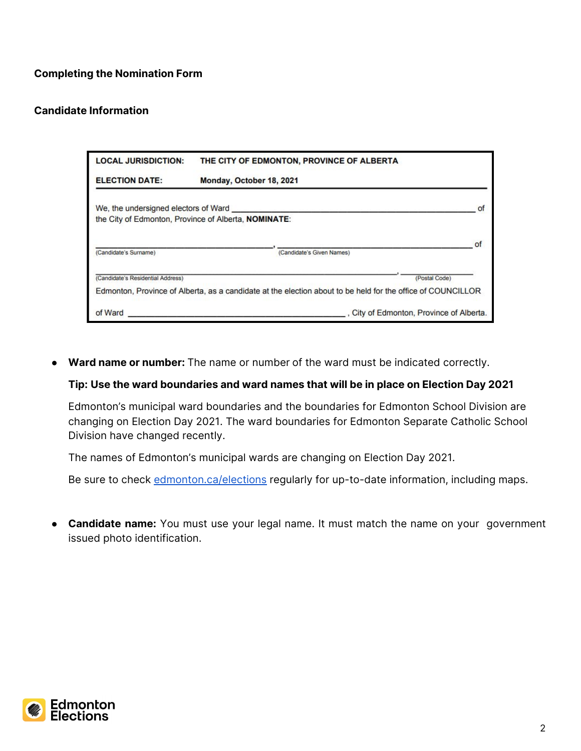### Completing the Nomination Form

#### Candidate Information

| LOCAL JURISDICTION: | THE CITY OF EDMONTON, PROVINCE OF ALBERTA |
|---|---|
| ELECTION DATE: | Monday, October 18, 2021 |

We, the undersigned electors of Ward ______________________________ of the City of Edmonton, Province of Alberta, **NOMINATE**:

______________________________, ______________________________ of
(Candidate's Surname) (Candidate's Given Names)

______________________________, ______________
(Candidate's Residential Address) (Postal Code)

Edmonton, Province of Alberta, as a candidate at the election about to be held for the office of COUNCILLOR

of Ward ______________________________, City of Edmonton, Province of Alberta.

- **Ward name or number:** The name or number of the ward must be indicated correctly.

  **Tip: Use the ward boundaries and ward names that will be in place on Election Day 2021**

  Edmonton's municipal ward boundaries and the boundaries for Edmonton School Division are changing on Election Day 2021. The ward boundaries for Edmonton Separate Catholic School Division have changed recently.

  The names of Edmonton's municipal wards are changing on Election Day 2021.

  Be sure to check edmonton.ca/elections regularly for up-to-date information, including maps.

- **Candidate name:** You must use your legal name. It must match the name on your government issued photo identification.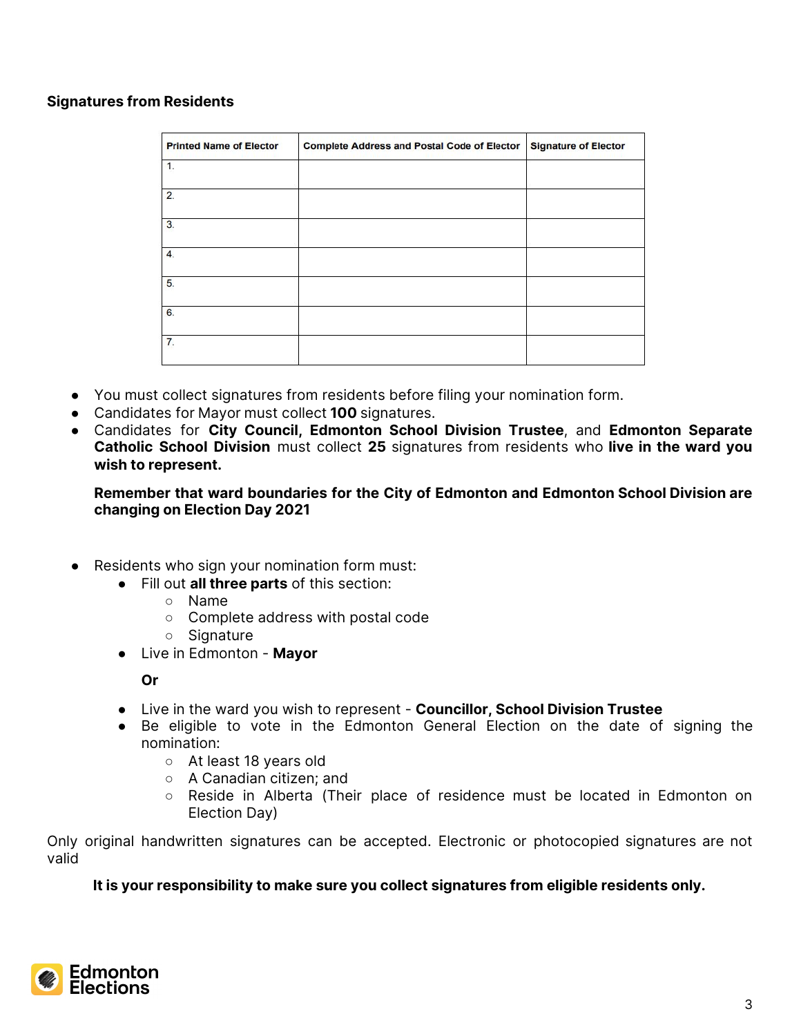**Signatures from Residents**

| Printed Name of Elector | Complete Address and Postal Code of Elector | Signature of Elector |
|---|---|---|
| 1. | | |
| 2. | | |
| 3. | | |
| 4. | | |
| 5. | | |
| 6. | | |
| 7. | | |

- You must collect signatures from residents before filing your nomination form.
- Candidates for Mayor must collect **100** signatures.
- Candidates for **City Council, Edmonton School Division Trustee**, and **Edmonton Separate Catholic School Division** must collect **25** signatures from residents who **live in the ward you wish to represent.**

  **Remember that ward boundaries for the City of Edmonton and Edmonton School Division are changing on Election Day 2021**

- Residents who sign your nomination form must:
  - Fill out **all three parts** of this section:
    - Name
    - Complete address with postal code
    - Signature
  - Live in Edmonton - **Mayor**

  **Or**

  - Live in the ward you wish to represent - **Councillor, School Division Trustee**
  - Be eligible to vote in the Edmonton General Election on the date of signing the nomination:
    - At least 18 years old
    - A Canadian citizen; and
    - Reside in Alberta (Their place of residence must be located in Edmonton on Election Day)

Only original handwritten signatures can be accepted. Electronic or photocopied signatures are not valid

**It is your responsibility to make sure you collect signatures from eligible residents only.**

Edmonton Elections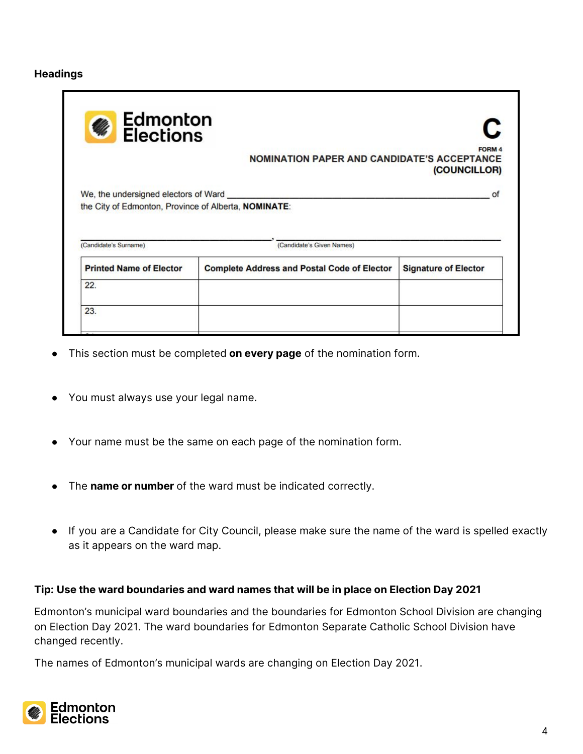**Headings**

Edmonton Elections

C

FORM 4

NOMINATION PAPER AND CANDIDATE'S ACCEPTANCE (COUNCILLOR)

We, the undersigned electors of Ward ____________________________________________ of the City of Edmonton, Province of Alberta, **NOMINATE**:

______________________________, ______________________________

(Candidate's Surname) (Candidate's Given Names)

| Printed Name of Elector | Complete Address and Postal Code of Elector | Signature of Elector |
|---|---|---|
| 22. | | |
| 23. | | |

- This section must be completed **on every page** of the nomination form.
- You must always use your legal name.
- Your name must be the same on each page of the nomination form.
- The **name or number** of the ward must be indicated correctly.
- If you are a Candidate for City Council, please make sure the name of the ward is spelled exactly as it appears on the ward map.

**Tip: Use the ward boundaries and ward names that will be in place on Election Day 2021**

Edmonton's municipal ward boundaries and the boundaries for Edmonton School Division are changing on Election Day 2021. The ward boundaries for Edmonton Separate Catholic School Division have changed recently.

The names of Edmonton's municipal wards are changing on Election Day 2021.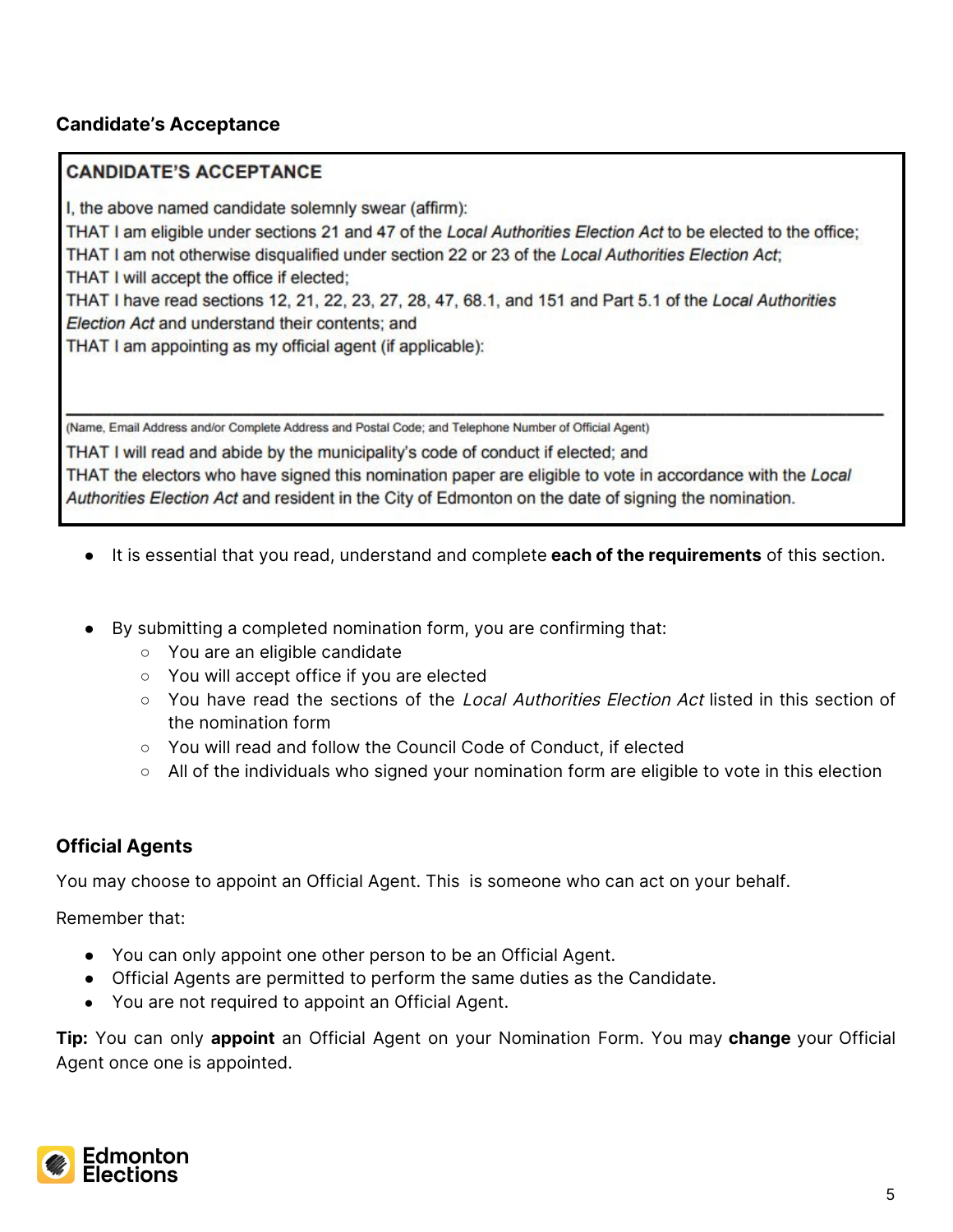### Candidate's Acceptance

> **CANDIDATE'S ACCEPTANCE**
>
> I, the above named candidate solemnly swear (affirm):
> THAT I am eligible under sections 21 and 47 of the *Local Authorities Election Act* to be elected to the office;
> THAT I am not otherwise disqualified under section 22 or 23 of the *Local Authorities Election Act*;
> THAT I will accept the office if elected;
> THAT I have read sections 12, 21, 22, 23, 27, 28, 47, 68.1, and 151 and Part 5.1 of the *Local Authorities Election Act* and understand their contents; and
> THAT I am appointing as my official agent (if applicable):
>
> \_\_\_\_\_\_\_\_\_\_\_\_\_\_\_\_\_\_\_\_\_\_\_\_\_\_\_\_\_\_\_\_\_\_\_\_\_\_\_\_\_\_\_\_\_\_\_\_
> (Name, Email Address and/or Complete Address and Postal Code; and Telephone Number of Official Agent)
>
> THAT I will read and abide by the municipality's code of conduct if elected; and
> THAT the electors who have signed this nomination paper are eligible to vote in accordance with the *Local Authorities Election Act* and resident in the City of Edmonton on the date of signing the nomination.

- It is essential that you read, understand and complete **each of the requirements** of this section.

- By submitting a completed nomination form, you are confirming that:
  - You are an eligible candidate
  - You will accept office if you are elected
  - You have read the sections of the *Local Authorities Election Act* listed in this section of the nomination form
  - You will read and follow the Council Code of Conduct, if elected
  - All of the individuals who signed your nomination form are eligible to vote in this election

### Official Agents

You may choose to appoint an Official Agent. This is someone who can act on your behalf.

Remember that:

- You can only appoint one other person to be an Official Agent.
- Official Agents are permitted to perform the same duties as the Candidate.
- You are not required to appoint an Official Agent.

**Tip:** You can only **appoint** an Official Agent on your Nomination Form. You may **change** your Official Agent once one is appointed.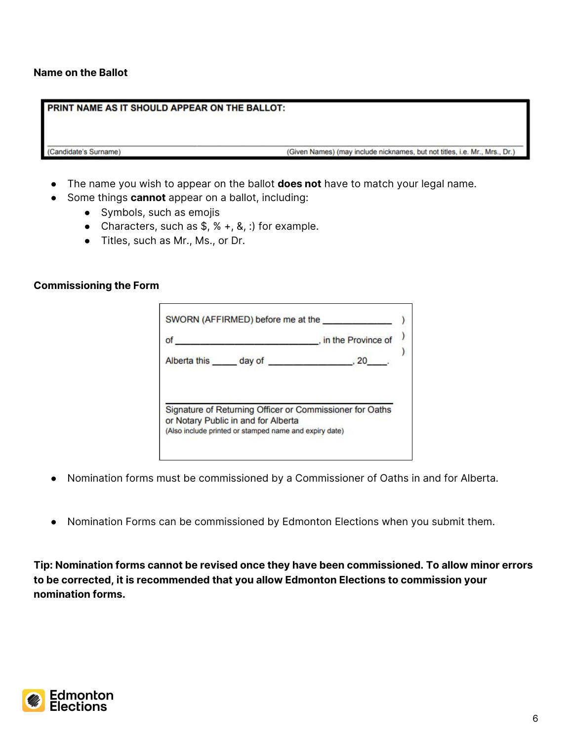### Name on the Ballot

**PRINT NAME AS IT SHOULD APPEAR ON THE BALLOT:**

(Candidate's Surname) (Given Names) (may include nicknames, but not titles, i.e. Mr., Mrs., Dr.)

- The name you wish to appear on the ballot **does not** have to match your legal name.
- Some things **cannot** appear on a ballot, including:
  - Symbols, such as emojis
  - Characters, such as $, % +, &, :) for example.
  - Titles, such as Mr., Ms., or Dr.

### Commissioning the Form

SWORN (AFFIRMED) before me at the ____________ )
of ___________________________, in the Province of )
Alberta this _____ day of _______________, 20____. )

_______________________________________________
Signature of Returning Officer or Commissioner for Oaths or Notary Public in and for Alberta
(Also include printed or stamped name and expiry date)

- Nomination forms must be commissioned by a Commissioner of Oaths in and for Alberta.
- Nomination Forms can be commissioned by Edmonton Elections when you submit them.

**Tip: Nomination forms cannot be revised once they have been commissioned. To allow minor errors to be corrected, it is recommended that you allow Edmonton Elections to commission your nomination forms.**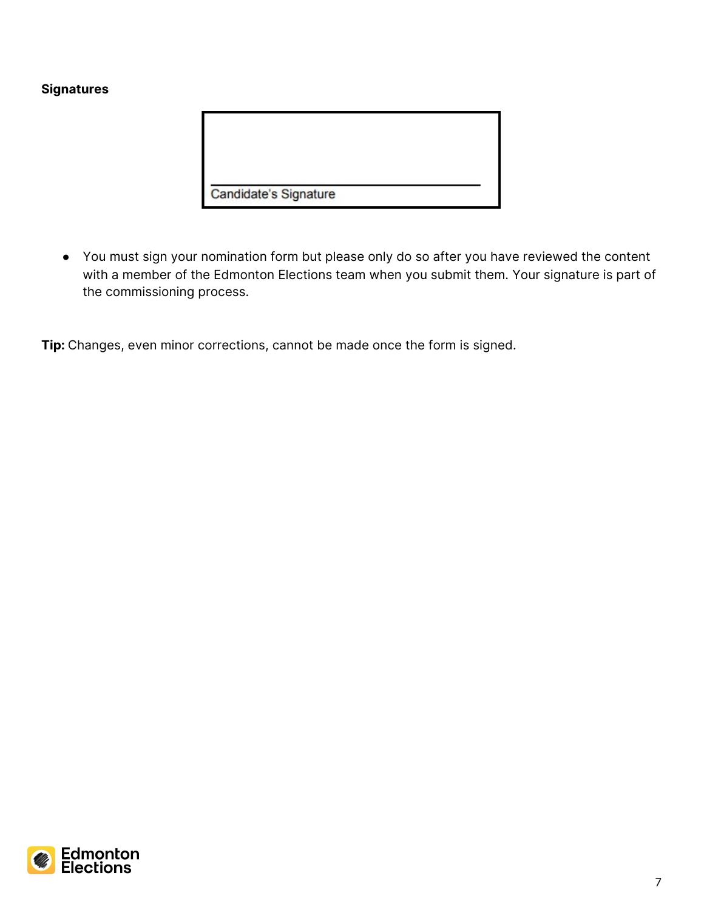**Signatures**

Candidate's Signature

- You must sign your nomination form but please only do so after you have reviewed the content with a member of the Edmonton Elections team when you submit them. Your signature is part of the commissioning process.

**Tip:** Changes, even minor corrections, cannot be made once the form is signed.